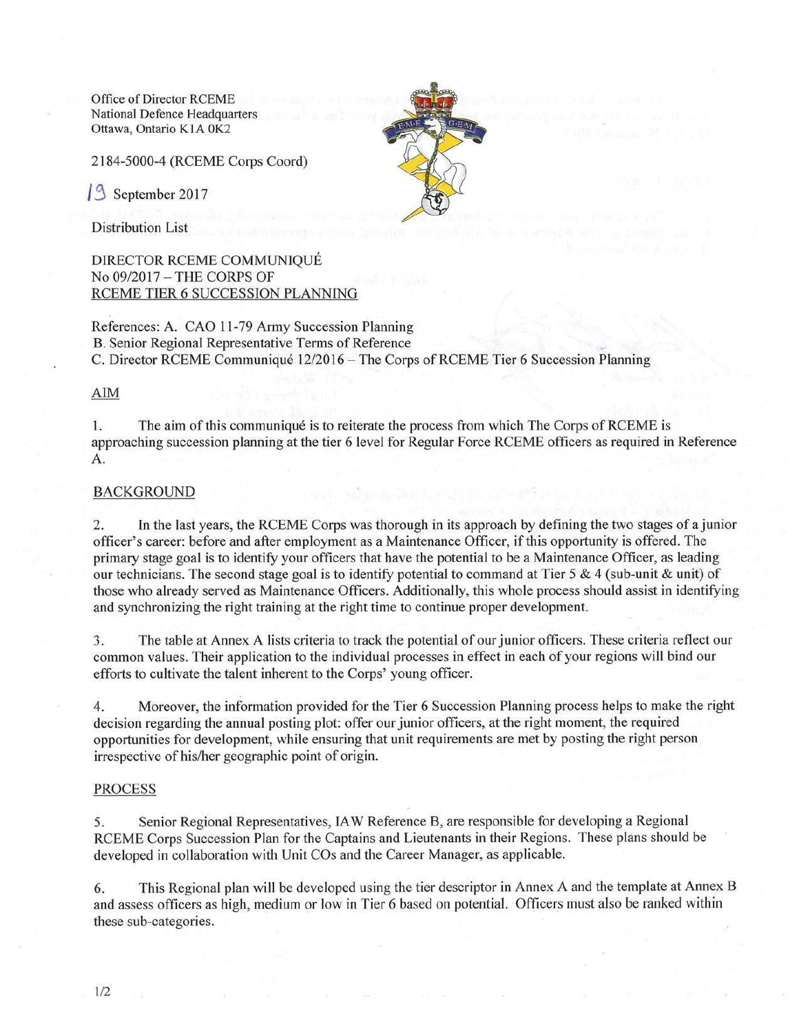Office of Director RCEME
National Defence Headquarters
Ottawa, Ontario K1A 0K2

2184-5000-4 (RCEME Corps Coord)

19 September 2017

Distribution List

DIRECTOR RCEME COMMUNIQUÉ
No 09/2017 – THE CORPS OF
RCEME TIER 6 SUCCESSION PLANNING

References: A. CAO 11-79 Army Succession Planning
B. Senior Regional Representative Terms of Reference
C. Director RCEME Communiqué 12/2016 – The Corps of RCEME Tier 6 Succession Planning

## AIM

1. The aim of this communiqué is to reiterate the process from which The Corps of RCEME is approaching succession planning at the tier 6 level for Regular Force RCEME officers as required in Reference A.

## BACKGROUND

2. In the last years, the RCEME Corps was thorough in its approach by defining the two stages of a junior officer's career: before and after employment as a Maintenance Officer, if this opportunity is offered. The primary stage goal is to identify your officers that have the potential to be a Maintenance Officer, as leading our technicians. The second stage goal is to identify potential to command at Tier 5 & 4 (sub-unit & unit) of those who already served as Maintenance Officers. Additionally, this whole process should assist in identifying and synchronizing the right training at the right time to continue proper development.

3. The table at Annex A lists criteria to track the potential of our junior officers. These criteria reflect our common values. Their application to the individual processes in effect in each of your regions will bind our efforts to cultivate the talent inherent to the Corps' young officer.

4. Moreover, the information provided for the Tier 6 Succession Planning process helps to make the right decision regarding the annual posting plot: offer our junior officers, at the right moment, the required opportunities for development, while ensuring that unit requirements are met by posting the right person irrespective of his/her geographic point of origin.

## PROCESS

5. Senior Regional Representatives, IAW Reference B, are responsible for developing a Regional RCEME Corps Succession Plan for the Captains and Lieutenants in their Regions. These plans should be developed in collaboration with Unit COs and the Career Manager, as applicable.

6. This Regional plan will be developed using the tier descriptor in Annex A and the template at Annex B and assess officers as high, medium or low in Tier 6 based on potential. Officers must also be ranked within these sub-categories.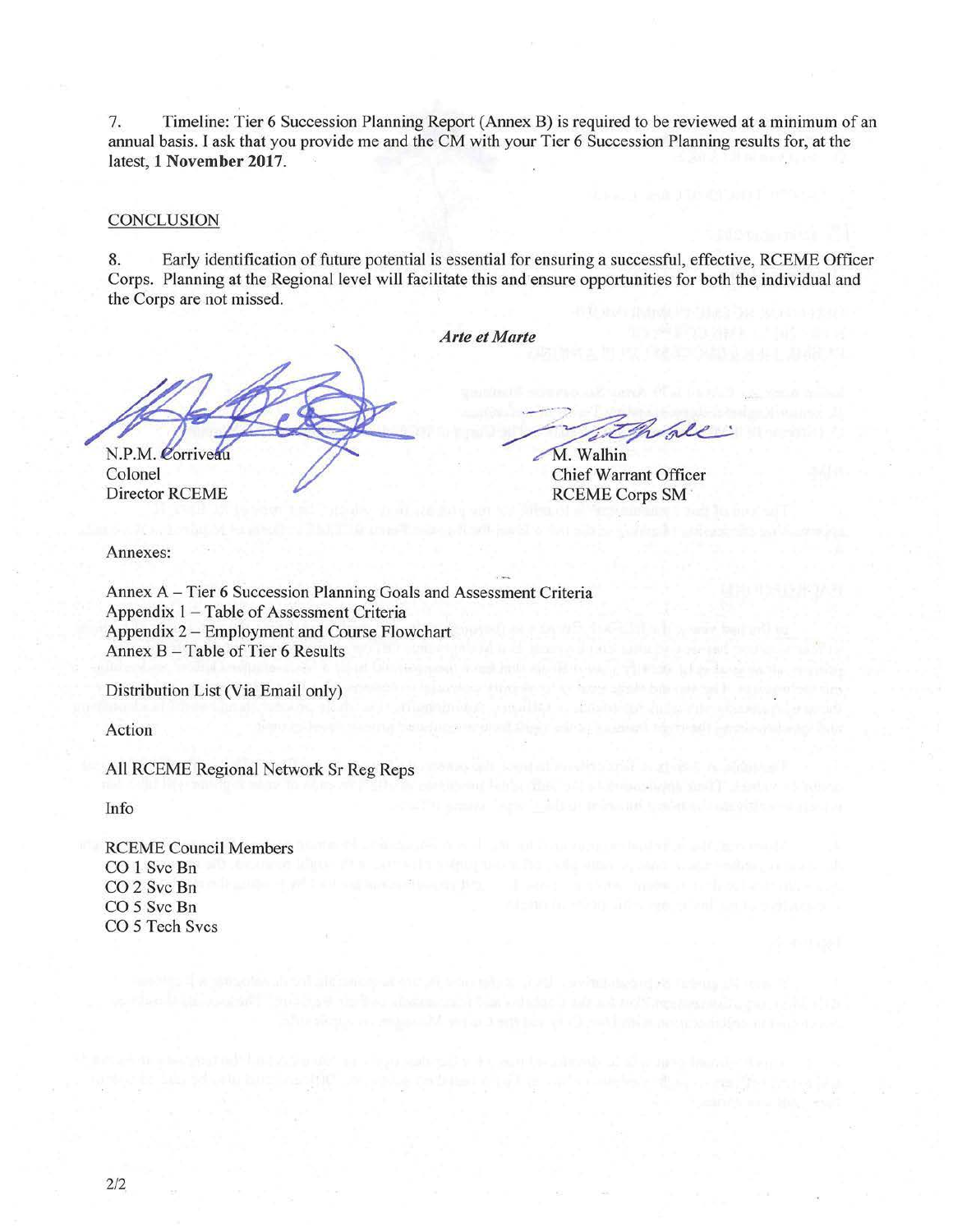7. Timeline: Tier 6 Succession Planning Report (Annex B) is required to be reviewed at a minimum of an annual basis. I ask that you provide me and the CM with your Tier 6 Succession Planning results for, at the latest, **1 November 2017**.

## CONCLUSION

8. Early identification of future potential is essential for ensuring a successful, effective, RCEME Officer Corps. Planning at the Regional level will facilitate this and ensure opportunities for both the individual and the Corps are not missed.

***Arte et Marte***

N.P.M. Corriveau
Colonel
Director RCEME

M. Walhin
Chief Warrant Officer
RCEME Corps SM

Annexes:

Annex A – Tier 6 Succession Planning Goals and Assessment Criteria
Appendix 1 – Table of Assessment Criteria
Appendix 2 – Employment and Course Flowchart
Annex B – Table of Tier 6 Results

Distribution List (Via Email only)

Action

All RCEME Regional Network Sr Reg Reps

Info

RCEME Council Members
CO 1 Svc Bn
CO 2 Svc Bn
CO 5 Svc Bn
CO 5 Tech Svcs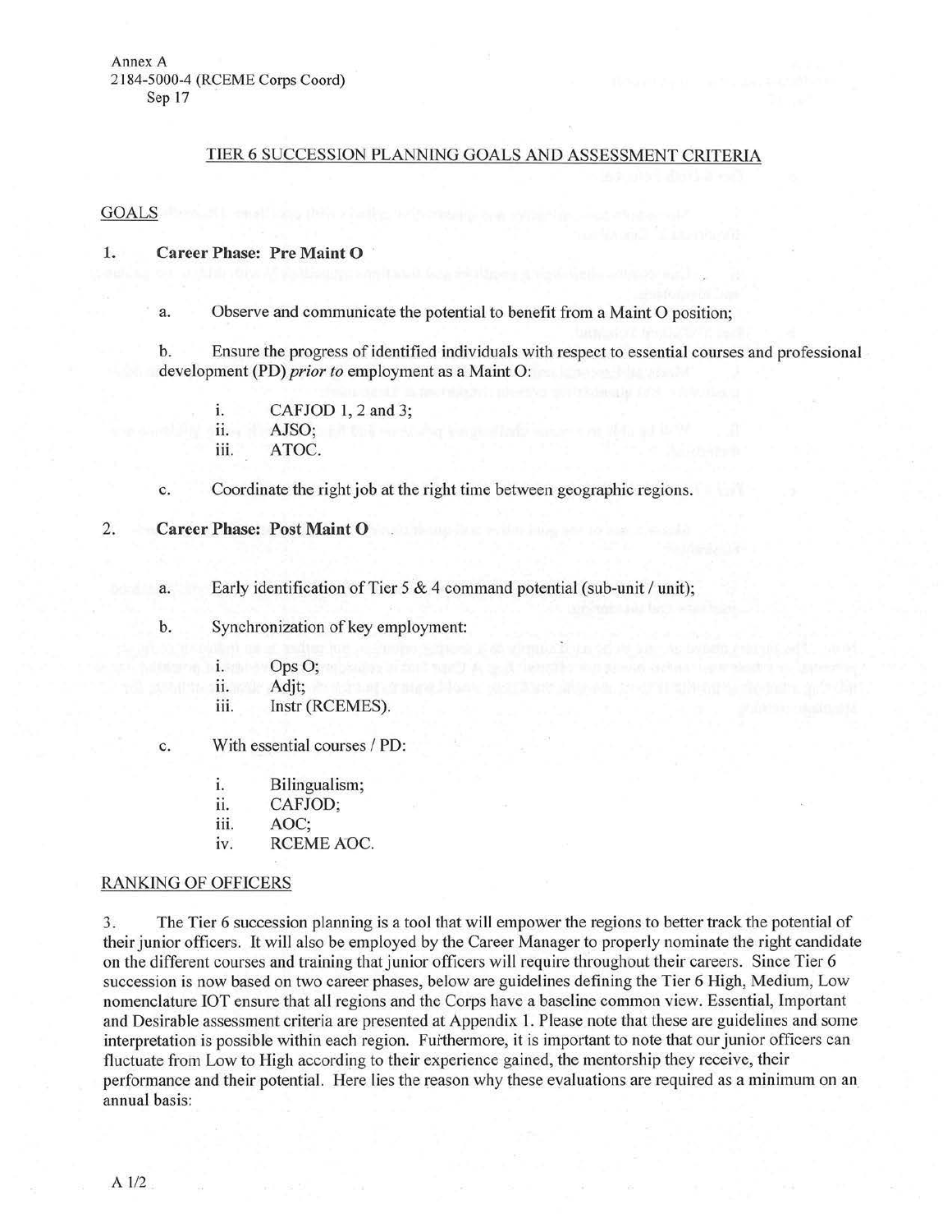Annex A
2184-5000-4 (RCEME Corps Coord)
Sep 17

## TIER 6 SUCCESSION PLANNING GOALS AND ASSESSMENT CRITERIA

### GOALS

1. **Career Phase: Pre Maint O**

   a. Observe and communicate the potential to benefit from a Maint O position;

   b. Ensure the progress of identified individuals with respect to essential courses and professional development (PD) *prior to* employment as a Maint O:

      i. CAFJOD 1, 2 and 3;
      ii. AJSO;
      iii. ATOC.

   c. Coordinate the right job at the right time between geographic regions.

2. **Career Phase: Post Maint O**

   a. Early identification of Tier 5 & 4 command potential (sub-unit / unit);

   b. Synchronization of key employment:

      i. Ops O;
      ii. Adjt;
      iii. Instr (RCEMES).

   c. With essential courses / PD:

      i. Bilingualism;
      ii. CAFJOD;
      iii. AOC;
      iv. RCEME AOC.

### RANKING OF OFFICERS

3. The Tier 6 succession planning is a tool that will empower the regions to better track the potential of their junior officers. It will also be employed by the Career Manager to properly nominate the right candidate on the different courses and training that junior officers will require throughout their careers. Since Tier 6 succession is now based on two career phases, below are guidelines defining the Tier 6 High, Medium, Low nomenclature IOT ensure that all regions and the Corps have a baseline common view. Essential, Important and Desirable assessment criteria are presented at Appendix 1. Please note that these are guidelines and some interpretation is possible within each region. Furthermore, it is important to note that our junior officers can fluctuate from Low to High according to their experience gained, the mentorship they receive, their performance and their potential. Here lies the reason why these evaluations are required as a minimum on an annual basis: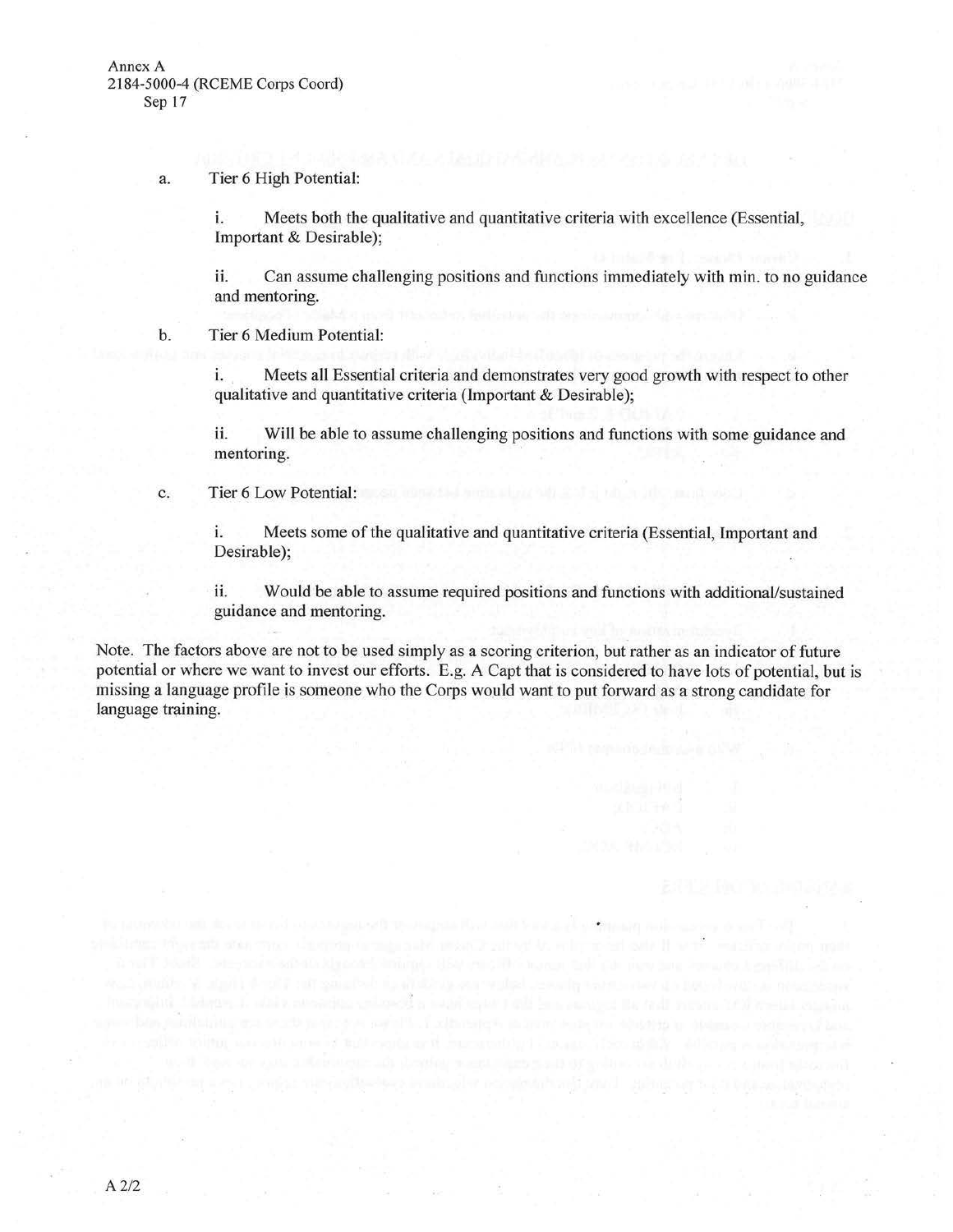a. Tier 6 High Potential:

i. Meets both the qualitative and quantitative criteria with excellence (Essential, Important & Desirable);

ii. Can assume challenging positions and functions immediately with min. to no guidance and mentoring.

b. Tier 6 Medium Potential:

i. Meets all Essential criteria and demonstrates very good growth with respect to other qualitative and quantitative criteria (Important & Desirable);

ii. Will be able to assume challenging positions and functions with some guidance and mentoring.

c. Tier 6 Low Potential:

i. Meets some of the qualitative and quantitative criteria (Essential, Important and Desirable);

ii. Would be able to assume required positions and functions with additional/sustained guidance and mentoring.

Note. The factors above are not to be used simply as a scoring criterion, but rather as an indicator of future potential or where we want to invest our efforts. E.g. A Capt that is considered to have lots of potential, but is missing a language profile is someone who the Corps would want to put forward as a strong candidate for language training.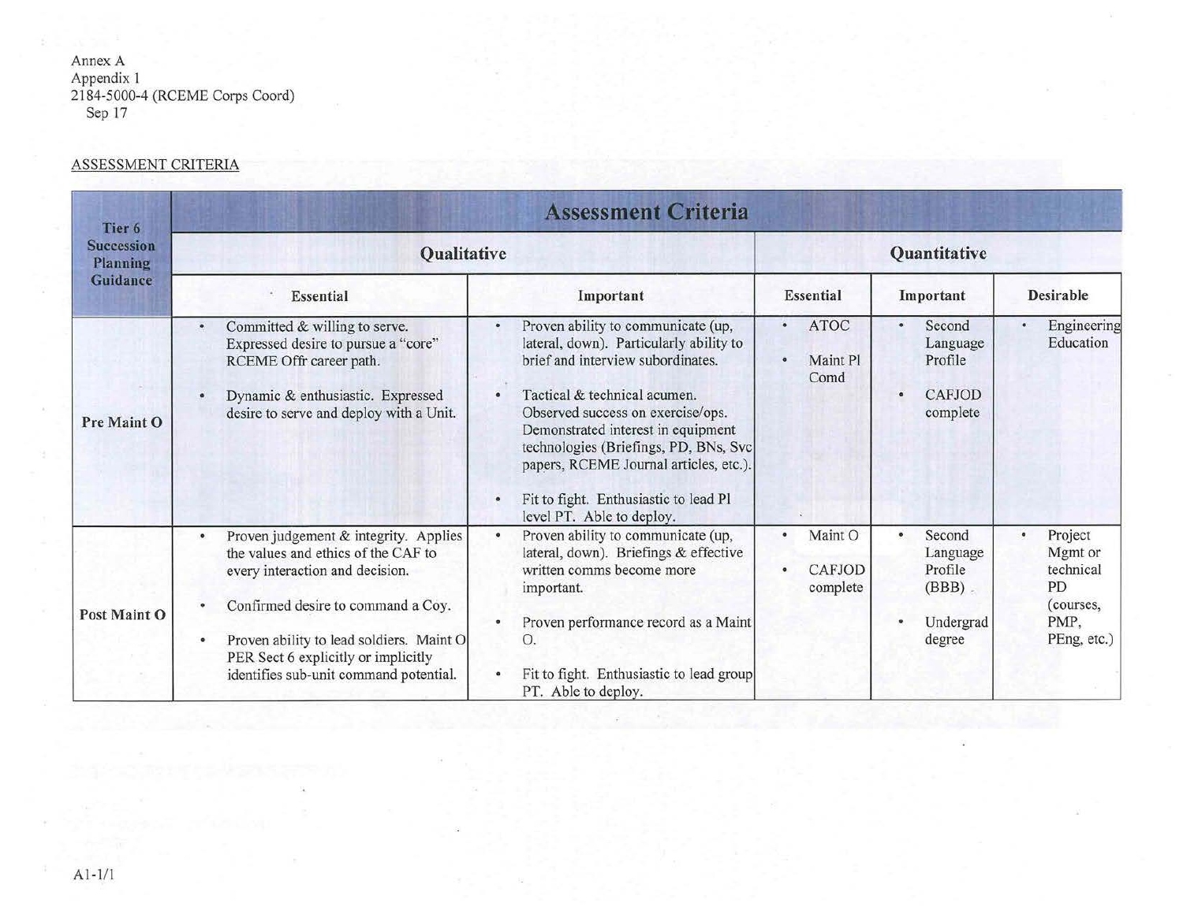Annex A
Appendix 1
2184-5000-4 (RCEME Corps Coord)
Sep 17

ASSESSMENT CRITERIA

| Tier 6 Succession Planning Guidance | Assessment Criteria | | | | |
|---|---|---|---|---|---|
| | Qualitative | | Quantitative | | |
| | Essential | Important | Essential | Important | Desirable |
| Pre Maint O | • Committed & willing to serve. Expressed desire to pursue a "core" RCEME Offr career path.<br><br>• Dynamic & enthusiastic. Expressed desire to serve and deploy with a Unit. | • Proven ability to communicate (up, lateral, down). Particularly ability to brief and interview subordinates.<br><br>• Tactical & technical acumen. Observed success on exercise/ops. Demonstrated interest in equipment technologies (Briefings, PD, BNs, Svc papers, RCEME Journal articles, etc.).<br><br>• Fit to fight. Enthusiastic to lead Pl level PT. Able to deploy. | • ATOC<br><br>• Maint Pl Comd | • Second Language Profile<br><br>• CAFJOD complete | • Engineering Education |
| Post Maint O | • Proven judgement & integrity. Applies the values and ethics of the CAF to every interaction and decision.<br><br>• Confirmed desire to command a Coy.<br><br>• Proven ability to lead soldiers. Maint O PER Sect 6 explicitly or implicitly identifies sub-unit command potential. | • Proven ability to communicate (up, lateral, down). Briefings & effective written comms become more important.<br><br>• Proven performance record as a Maint O.<br><br>• Fit to fight. Enthusiastic to lead group PT. Able to deploy. | • Maint O<br><br>• CAFJOD complete | • Second Language Profile (BBB)<br><br>• Undergrad degree | • Project Mgmt or technical PD (courses, PMP, PEng, etc.) |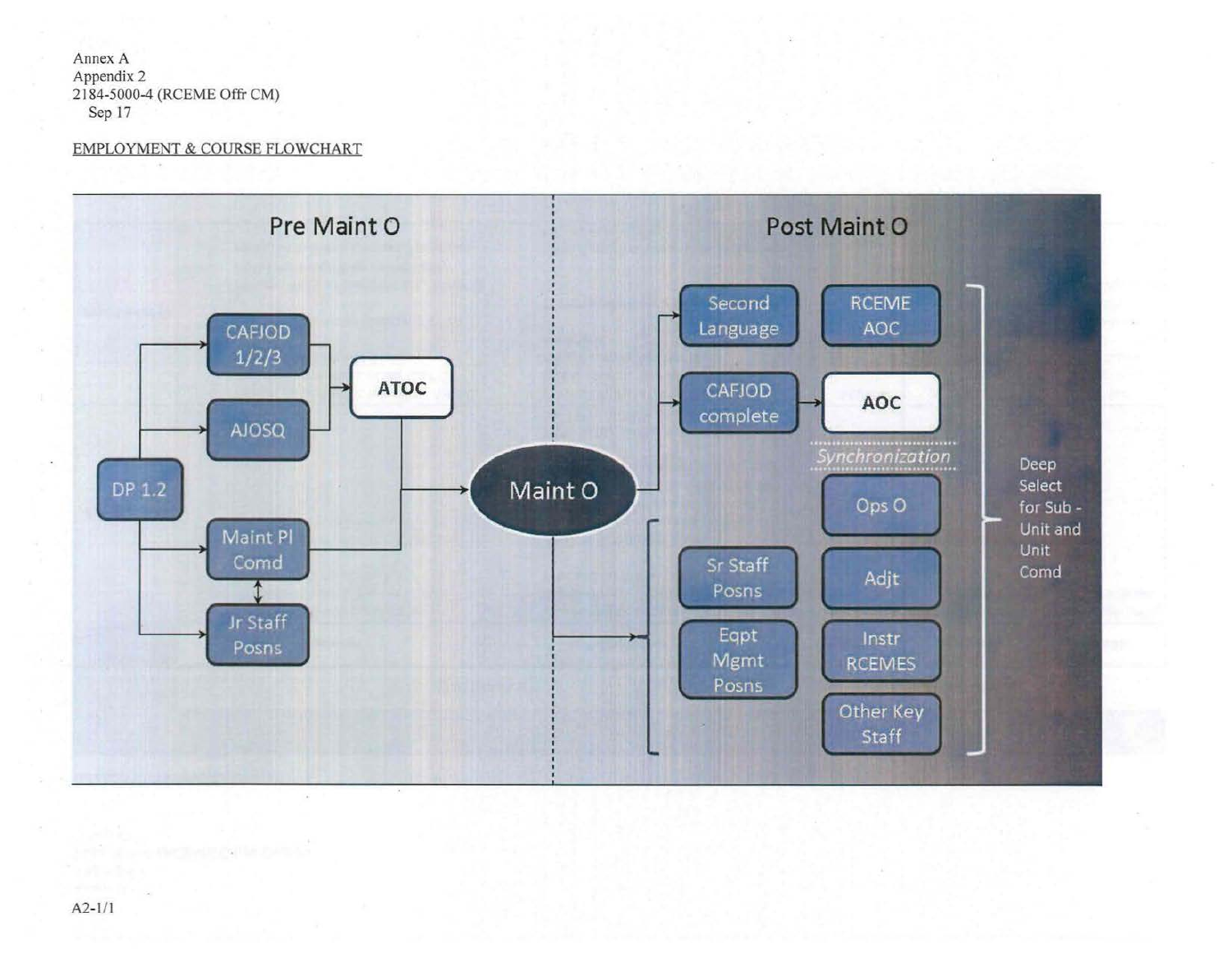Annex A
Appendix 2
2184-5000-4 (RCEME Offr CM)
Sep 17

EMPLOYMENT & COURSE FLOWCHART

Pre Maint O

Post Maint O

DP 1.2

CAFJOD 1/2/3

AJOSQ

ATOC

Maint Pl Comd

Jr Staff Posns

Maint O

Second Language

RCEME AOC

CAFJOD complete

AOC

Synchronization

Ops O

Sr Staff Posns

Adjt

Eqpt Mgmt Posns

Instr RCEMES

Other Key Staff

Deep Select for Sub - Unit and Unit Comd